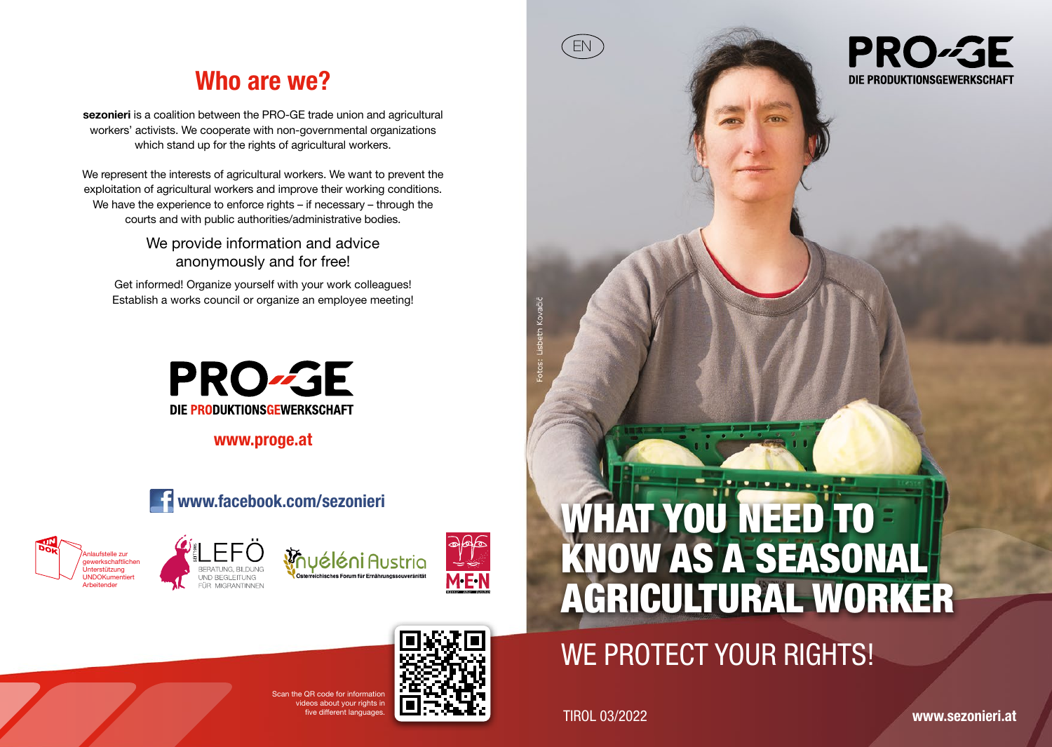## Who are we?

**sezonieri** is a coalition between the PRO-GE trade union and agricultural workers' activists. We cooperate with non-governmental organizations which stand up for the rights of agricultural workers.

We represent the interests of agricultural workers. We want to prevent the exploitation of agricultural workers and improve their working conditions. We have the experience to enforce rights – if necessary – through the courts and with public authorities/administrative bodies.

We provide information and advice anonymously and for free!

Get informed! Organize yourself with your work colleagues! Establish a works council or organize an employee meeting!

PRO-GE
DIE PRODUKTIONSGEWERKSCHAFT

**www.proge.at**

**www.facebook.com/sezonieri**

UNDOK – Anlaufstelle zur gewerkschaftlichen Unterstützung UNDOKumentiert Arbeitender

LEFÖ – Beratung, Bildung und Begleitung für Migrantinnen

Nyéléni Austria – Österreichisches Forum für Ernährungssouveränität

M·E·N

Scan the QR code for information videos about your rights in five different languages.

EN

PRO-GE
DIE PRODUKTIONSGEWERKSCHAFT

Fotos: Lisbeth Kovačič

# WHAT YOU NEED TO KNOW AS A SEASONAL AGRICULTURAL WORKER

## WE PROTECT YOUR RIGHTS!

TIROL 03/2022

**www.sezonieri.at**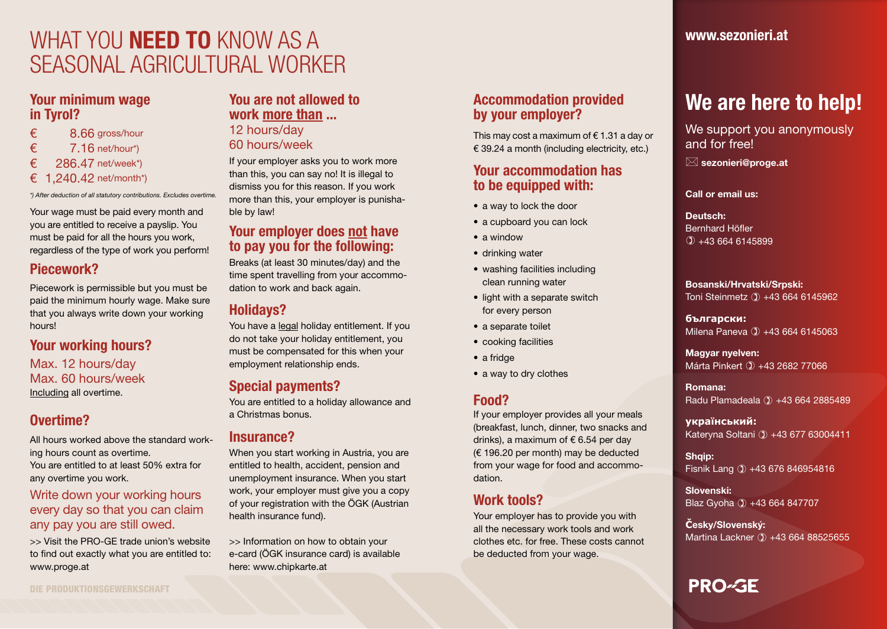# WHAT YOU **NEED TO** KNOW AS A SEASONAL AGRICULTURAL WORKER

## Your minimum wage in Tyrol?

€ 8.66 gross/hour
€ 7.16 net/hour*)
€ 286.47 net/week*)
€ 1,240.42 net/month*)

*\*) After deduction of all statutory contributions. Excludes overtime.*

Your wage must be paid every month and you are entitled to receive a payslip. You must be paid for all the hours you work, regardless of the type of work you perform!

## Piecework?

Piecework is permissible but you must be paid the minimum hourly wage. Make sure that you always write down your working hours!

## Your working hours?

Max. 12 hours/day
Max. 60 hours/week
Including all overtime.

## Overtime?

All hours worked above the standard working hours count as overtime.
You are entitled to at least 50% extra for any overtime you work.

Write down your working hours every day so that you can claim any pay you are still owed.

>> Visit the PRO-GE trade union's website to find out exactly what you are entitled to: www.proge.at

## You are not allowed to work more than ...

12 hours/day
60 hours/week

If your employer asks you to work more than this, you can say no! It is illegal to dismiss you for this reason. If you work more than this, your employer is punishable by law!

## Your employer does not have to pay you for the following:

Breaks (at least 30 minutes/day) and the time spent travelling from your accommodation to work and back again.

## Holidays?

You have a legal holiday entitlement. If you do not take your holiday entitlement, you must be compensated for this when your employment relationship ends.

## Special payments?

You are entitled to a holiday allowance and a Christmas bonus.

## Insurance?

When you start working in Austria, you are entitled to health, accident, pension and unemployment insurance. When you start work, your employer must give you a copy of your registration with the ÖGK (Austrian health insurance fund).

>> Information on how to obtain your e-card (ÖGK insurance card) is available here: www.chipkarte.at

## Accommodation provided by your employer?

This may cost a maximum of € 1.31 a day or € 39.24 a month (including electricity, etc.)

## Your accommodation has to be equipped with:

- a way to lock the door
- a cupboard you can lock
- a window
- drinking water
- washing facilities including clean running water
- light with a separate switch for every person
- a separate toilet
- cooking facilities
- a fridge
- a way to dry clothes

## Food?

If your employer provides all your meals (breakfast, lunch, dinner, two snacks and drinks), a maximum of € 6.54 per day (€ 196.20 per month) may be deducted from your wage for food and accommodation.

## Work tools?

Your employer has to provide you with all the necessary work tools and work clothes etc. for free. These costs cannot be deducted from your wage.

DIE PRODUKTIONSGEWERKSCHAFT

**www.sezonieri.at**

## We are here to help!

We support you anonymously and for free!

**sezonieri@proge.at**

**Call or email us:**

**Deutsch:**
Bernhard Höfler
+43 664 6145899

**Bosanski/Hrvatski/Srpski:**
Toni Steinmetz +43 664 6145962

**български:**
Milena Paneva +43 664 6145063

**Magyar nyelven:**
Márta Pinkert +43 2682 77066

**Romana:**
Radu Plamadeala +43 664 2885489

**український:**
Kateryna Soltani +43 677 63004411

**Shqip:**
Fisnik Lang +43 676 846954816

**Slovenski:**
Blaz Gyoha +43 664 847707

**Česky/Slovenský:**
Martina Lackner +43 664 88525655

PRO-GE